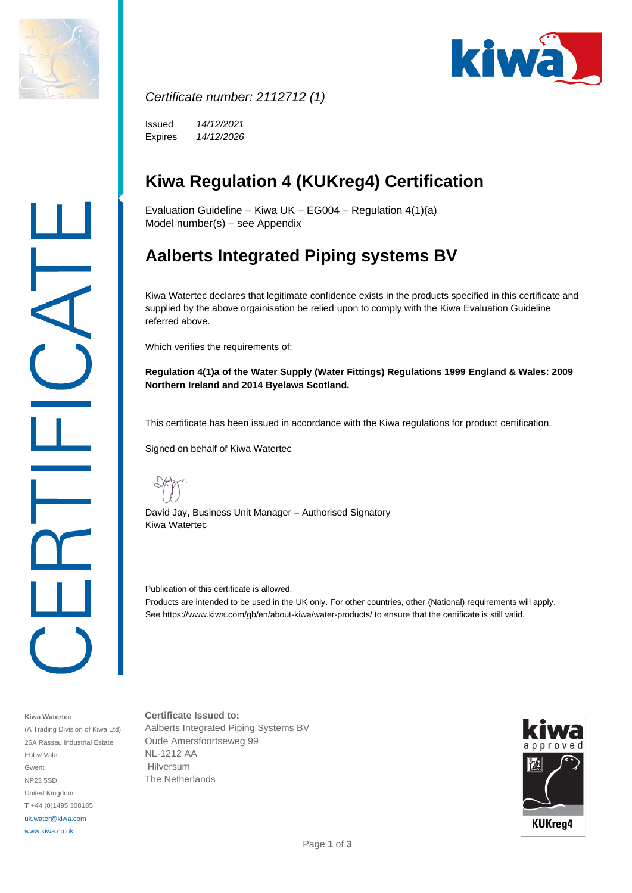*Certificate number: 2112712 (1)*

Issued *14/12/2021*
Expires *14/12/2026*

# Kiwa Regulation 4 (KUKreg4) Certification

Evaluation Guideline – Kiwa UK – EG004 – Regulation 4(1)(a)
Model number(s) – see Appendix

# Aalberts Integrated Piping systems BV

Kiwa Watertec declares that legitimate confidence exists in the products specified in this certificate and supplied by the above orgainisation be relied upon to comply with the Kiwa Evaluation Guideline referred above.

Which verifies the requirements of:

**Regulation 4(1)a of the Water Supply (Water Fittings) Regulations 1999 England & Wales: 2009 Northern Ireland and 2014 Byelaws Scotland.**

This certificate has been issued in accordance with the Kiwa regulations for product certification.

Signed on behalf of Kiwa Watertec

David Jay, Business Unit Manager – Authorised Signatory
Kiwa Watertec

Publication of this certificate is allowed.
Products are intended to be used in the UK only. For other countries, other (National) requirements will apply.
See https://www.kiwa.com/gb/en/about-kiwa/water-products/ to ensure that the certificate is still valid.

**Kiwa Watertec**
(A Trading Division of Kiwa Ltd)
26A Rassau Industrial Estate
Ebbw Vale
Gwent
NP23 5SD
United Kingdom
**T** +44 (0)1495 308185
uk.water@kiwa.com
www.kiwa.co.uk

**Certificate Issued to:**
Aalberts Integrated Piping Systems BV
Oude Amersfoortseweg 99
NL-1212 AA
Hilversum
The Netherlands

kiwa approved KUKreg4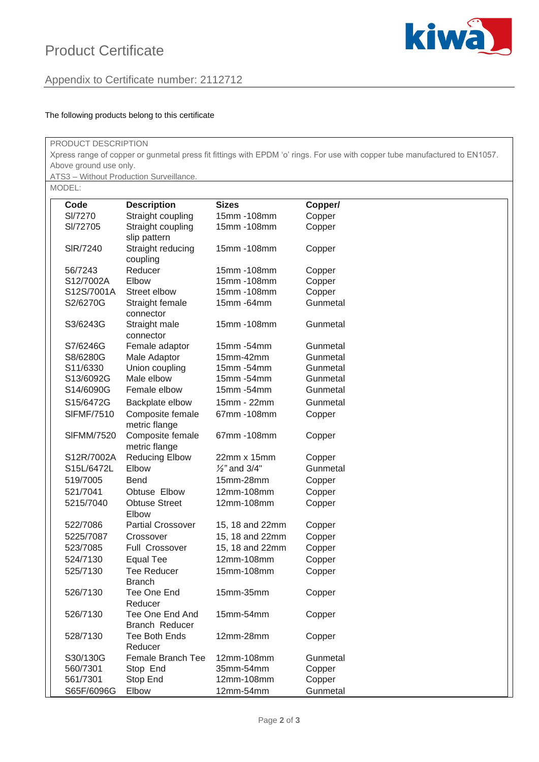# Product Certificate

## Appendix to Certificate number: 2112712

The following products belong to this certificate

PRODUCT DESCRIPTION

Xpress range of copper or gunmetal press fit fittings with EPDM 'o' rings. For use with copper tube manufactured to EN1057. Above ground use only.

ATS3 – Without Production Surveillance.

MODEL:

| Code | Description | Sizes | Copper/ |
|---|---|---|---|
| SI/7270 | Straight coupling | 15mm -108mm | Copper |
| SI/72705 | Straight coupling slip pattern | 15mm -108mm | Copper |
| SIR/7240 | Straight reducing coupling | 15mm -108mm | Copper |
| 56/7243 | Reducer | 15mm -108mm | Copper |
| S12/7002A | Elbow | 15mm -108mm | Copper |
| S12S/7001A | Street elbow | 15mm -108mm | Copper |
| S2/6270G | Straight female connector | 15mm -64mm | Gunmetal |
| S3/6243G | Straight male connector | 15mm -108mm | Gunmetal |
| S7/6246G | Female adaptor | 15mm -54mm | Gunmetal |
| S8/6280G | Male Adaptor | 15mm-42mm | Gunmetal |
| S11/6330 | Union coupling | 15mm -54mm | Gunmetal |
| S13/6092G | Male elbow | 15mm -54mm | Gunmetal |
| S14/6090G | Female elbow | 15mm -54mm | Gunmetal |
| S15/6472G | Backplate elbow | 15mm - 22mm | Gunmetal |
| SIFMF/7510 | Composite female metric flange | 67mm -108mm | Copper |
| SIFMM/7520 | Composite female metric flange | 67mm -108mm | Copper |
| S12R/7002A | Reducing Elbow | 22mm x 15mm | Copper |
| S15L/6472L | Elbow | ½" and 3/4" | Gunmetal |
| 519/7005 | Bend | 15mm-28mm | Copper |
| 521/7041 | Obtuse Elbow | 12mm-108mm | Copper |
| 5215/7040 | Obtuse Street Elbow | 12mm-108mm | Copper |
| 522/7086 | Partial Crossover | 15, 18 and 22mm | Copper |
| 5225/7087 | Crossover | 15, 18 and 22mm | Copper |
| 523/7085 | Full Crossover | 15, 18 and 22mm | Copper |
| 524/7130 | Equal Tee | 12mm-108mm | Copper |
| 525/7130 | Tee Reducer Branch | 15mm-108mm | Copper |
| 526/7130 | Tee One End Reducer | 15mm-35mm | Copper |
| 526/7130 | Tee One End And Branch Reducer | 15mm-54mm | Copper |
| 528/7130 | Tee Both Ends Reducer | 12mm-28mm | Copper |
| S30/130G | Female Branch Tee | 12mm-108mm | Gunmetal |
| 560/7301 | Stop End | 35mm-54mm | Copper |
| 561/7301 | Stop End | 12mm-108mm | Copper |
| S65F/6096G | Elbow | 12mm-54mm | Gunmetal |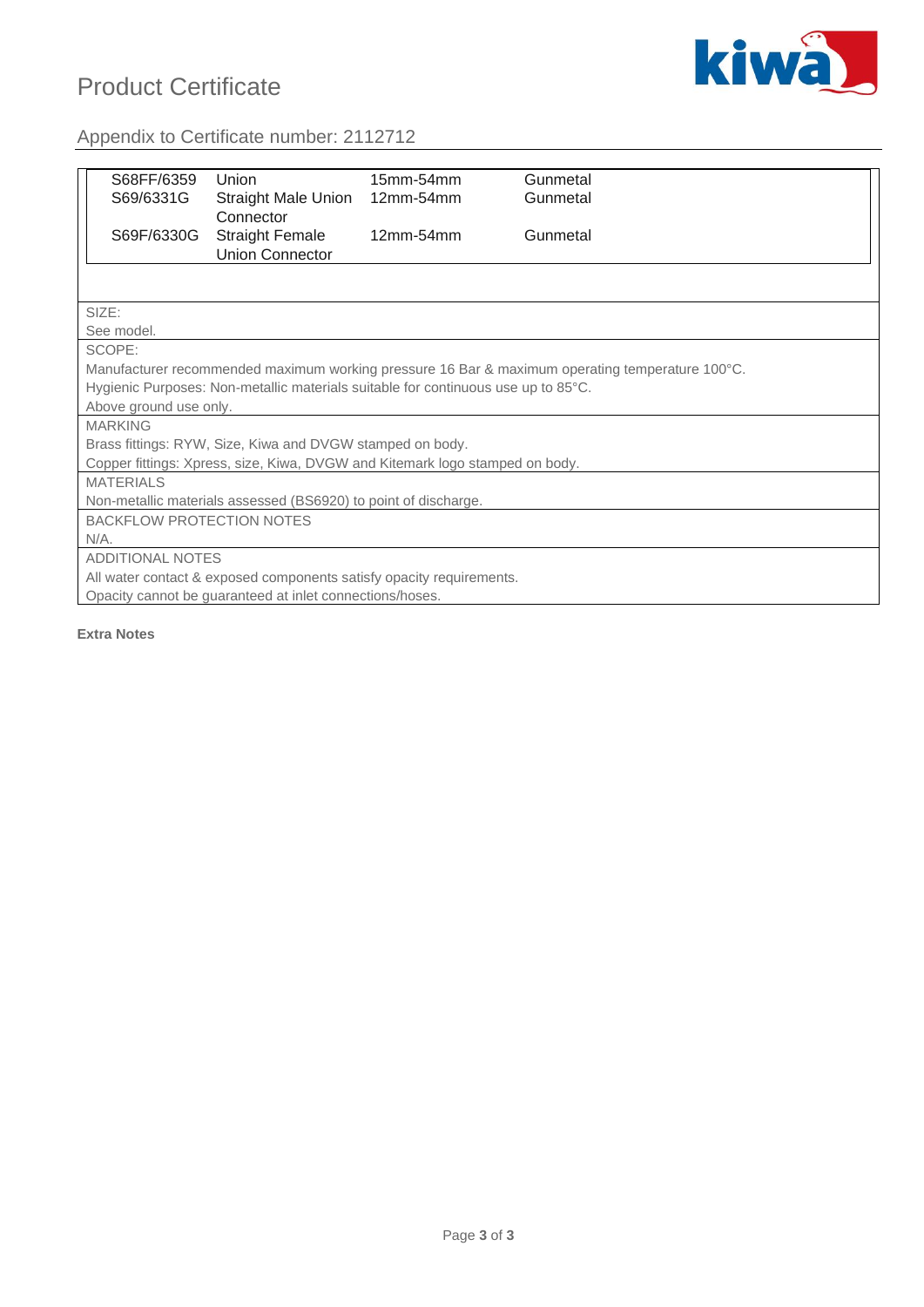# Product Certificate

## Appendix to Certificate number: 2112712

| | | | |
|---|---|---|---|
| S68FF/6359 | Union | 15mm-54mm | Gunmetal |
| S69/6331G | Straight Male Union Connector | 12mm-54mm | Gunmetal |
| S69F/6330G | Straight Female Union Connector | 12mm-54mm | Gunmetal |

SIZE:
See model.

SCOPE:
Manufacturer recommended maximum working pressure 16 Bar & maximum operating temperature 100°C.
Hygienic Purposes: Non-metallic materials suitable for continuous use up to 85°C.
Above ground use only.

MARKING
Brass fittings: RYW, Size, Kiwa and DVGW stamped on body.
Copper fittings: Xpress, size, Kiwa, DVGW and Kitemark logo stamped on body.

MATERIALS
Non-metallic materials assessed (BS6920) to point of discharge.

BACKFLOW PROTECTION NOTES
N/A.

ADDITIONAL NOTES
All water contact & exposed components satisfy opacity requirements.
Opacity cannot be guaranteed at inlet connections/hoses.

**Extra Notes**